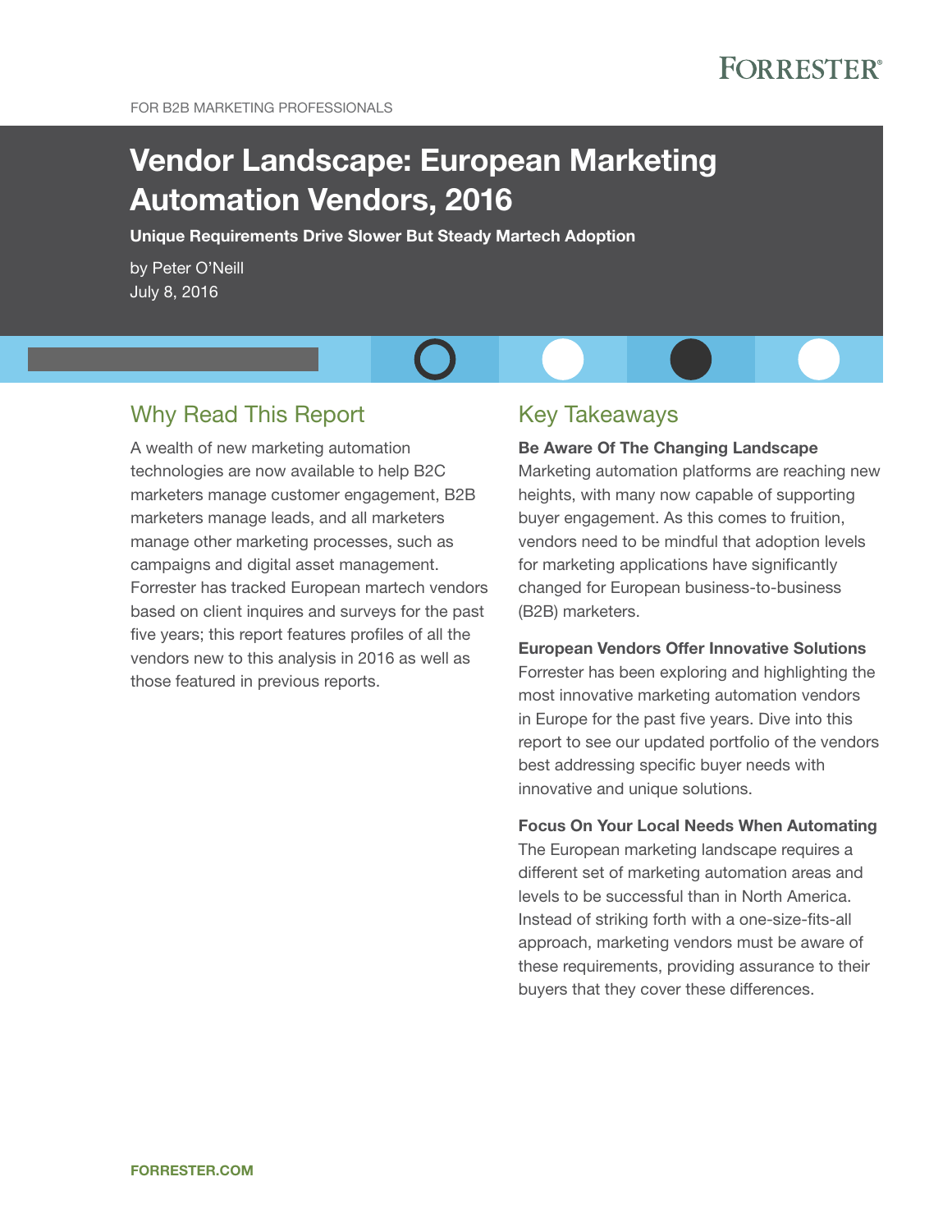FOR B2B MARKETING PROFESSIONALS

# Vendor Landscape: European Marketing Automation Vendors, 2016

**Unique Requirements Drive Slower But Steady Martech Adoption**

by Peter O'Neill
July 8, 2016

## Why Read This Report

A wealth of new marketing automation technologies are now available to help B2C marketers manage customer engagement, B2B marketers manage leads, and all marketers manage other marketing processes, such as campaigns and digital asset management. Forrester has tracked European martech vendors based on client inquires and surveys for the past five years; this report features profiles of all the vendors new to this analysis in 2016 as well as those featured in previous reports.

## Key Takeaways

**Be Aware Of The Changing Landscape**
Marketing automation platforms are reaching new heights, with many now capable of supporting buyer engagement. As this comes to fruition, vendors need to be mindful that adoption levels for marketing applications have significantly changed for European business-to-business (B2B) marketers.

**European Vendors Offer Innovative Solutions**
Forrester has been exploring and highlighting the most innovative marketing automation vendors in Europe for the past five years. Dive into this report to see our updated portfolio of the vendors best addressing specific buyer needs with innovative and unique solutions.

**Focus On Your Local Needs When Automating**
The European marketing landscape requires a different set of marketing automation areas and levels to be successful than in North America. Instead of striking forth with a one-size-fits-all approach, marketing vendors must be aware of these requirements, providing assurance to their buyers that they cover these differences.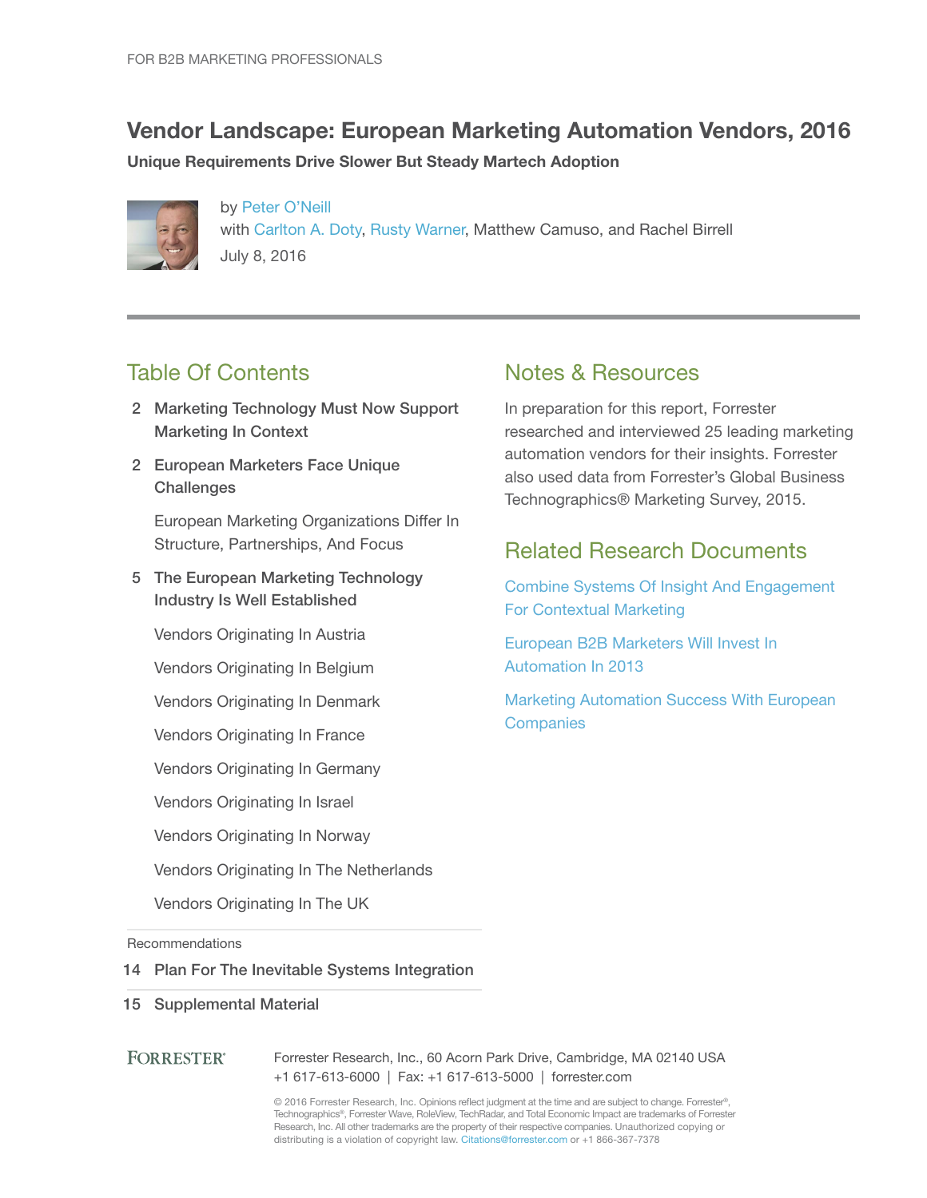FOR B2B MARKETING PROFESSIONALS

# Vendor Landscape: European Marketing Automation Vendors, 2016

**Unique Requirements Drive Slower But Steady Martech Adoption**

by Peter O'Neill
with Carlton A. Doty, Rusty Warner, Matthew Camuso, and Rachel Birrell
July 8, 2016

## Table Of Contents

2 **Marketing Technology Must Now Support Marketing In Context**

2 **European Marketers Face Unique Challenges**

- European Marketing Organizations Differ In Structure, Partnerships, And Focus

5 **The European Marketing Technology Industry Is Well Established**

- Vendors Originating In Austria
- Vendors Originating In Belgium
- Vendors Originating In Denmark
- Vendors Originating In France
- Vendors Originating In Germany
- Vendors Originating In Israel
- Vendors Originating In Norway
- Vendors Originating In The Netherlands
- Vendors Originating In The UK

Recommendations

14 **Plan For The Inevitable Systems Integration**

15 **Supplemental Material**

## Notes & Resources

In preparation for this report, Forrester researched and interviewed 25 leading marketing automation vendors for their insights. Forrester also used data from Forrester's Global Business Technographics® Marketing Survey, 2015.

## Related Research Documents

Combine Systems Of Insight And Engagement For Contextual Marketing

European B2B Marketers Will Invest In Automation In 2013

Marketing Automation Success With European Companies

FORRESTER®

Forrester Research, Inc., 60 Acorn Park Drive, Cambridge, MA 02140 USA
+1 617-613-6000 | Fax: +1 617-613-5000 | forrester.com

© 2016 Forrester Research, Inc. Opinions reflect judgment at the time and are subject to change. Forrester®, Technographics®, Forrester Wave, RoleView, TechRadar, and Total Economic Impact are trademarks of Forrester Research, Inc. All other trademarks are the property of their respective companies. Unauthorized copying or distributing is a violation of copyright law. Citations@forrester.com or +1 866-367-7378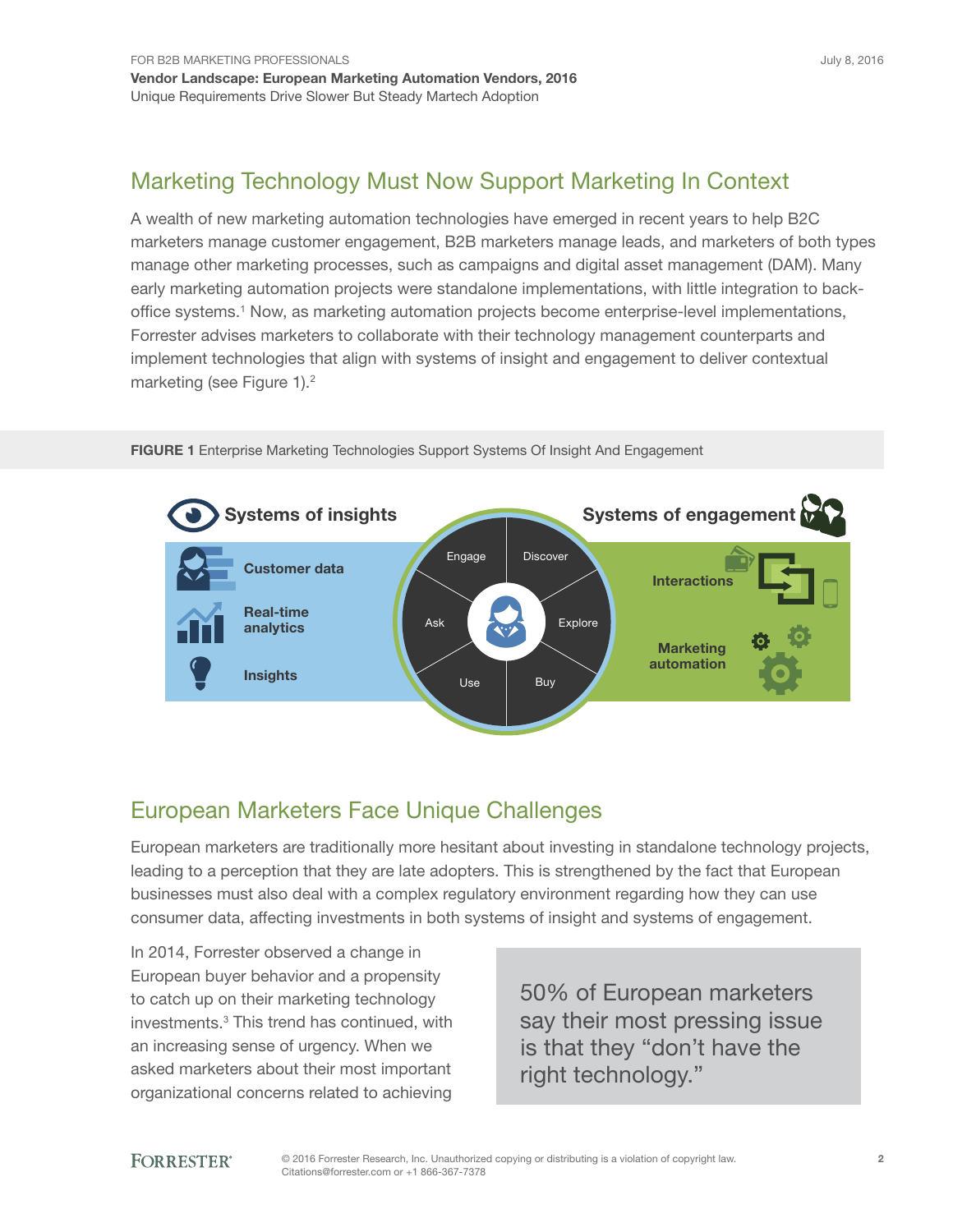## Marketing Technology Must Now Support Marketing In Context

A wealth of new marketing automation technologies have emerged in recent years to help B2C marketers manage customer engagement, B2B marketers manage leads, and marketers of both types manage other marketing processes, such as campaigns and digital asset management (DAM). Many early marketing automation projects were standalone implementations, with little integration to back-office systems.[1] Now, as marketing automation projects become enterprise-level implementations, Forrester advises marketers to collaborate with their technology management counterparts and implement technologies that align with systems of insight and engagement to deliver contextual marketing (see Figure 1).[2]

**FIGURE 1** Enterprise Marketing Technologies Support Systems Of Insight And Engagement

Systems of insights
- Customer data
- Real-time analytics
- Insights

Engage, Discover, Ask, Explore, Use, Buy

Systems of engagement
- Interactions
- Marketing automation

## European Marketers Face Unique Challenges

European marketers are traditionally more hesitant about investing in standalone technology projects, leading to a perception that they are late adopters. This is strengthened by the fact that European businesses must also deal with a complex regulatory environment regarding how they can use consumer data, affecting investments in both systems of insight and systems of engagement.

> 50% of European marketers say their most pressing issue is that they "don't have the right technology."

In 2014, Forrester observed a change in European buyer behavior and a propensity to catch up on their marketing technology investments.[3] This trend has continued, with an increasing sense of urgency. When we asked marketers about their most important organizational concerns related to achieving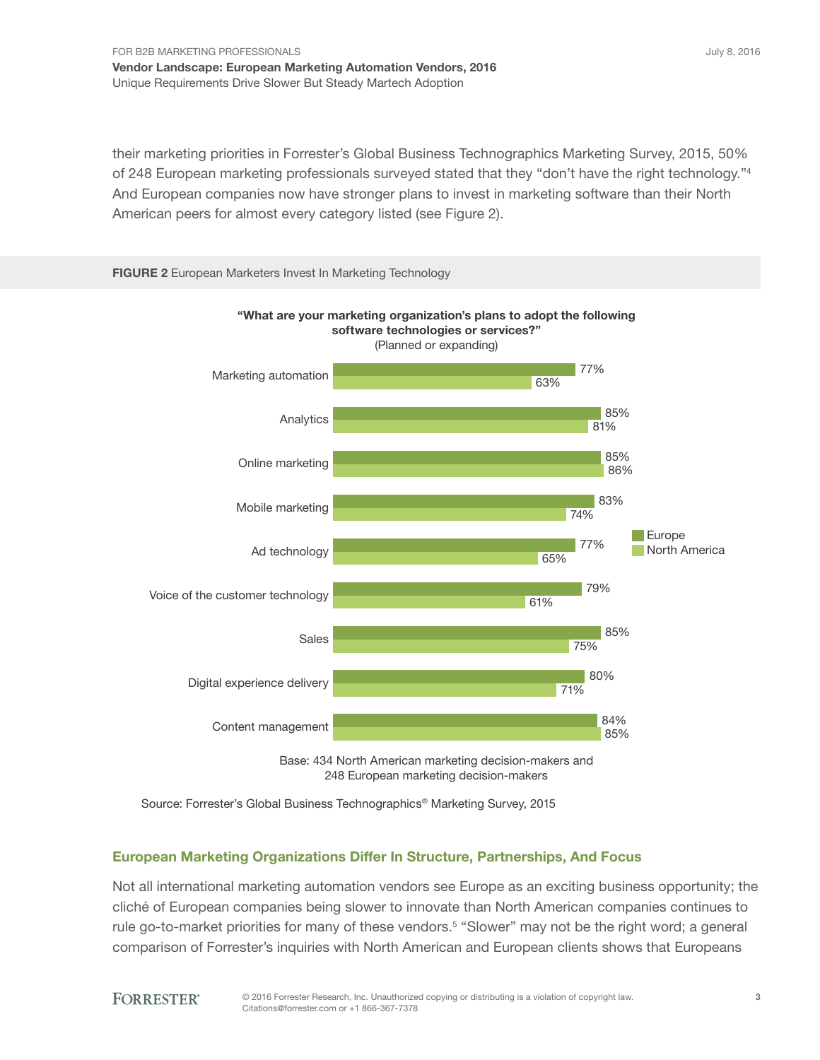their marketing priorities in Forrester's Global Business Technographics Marketing Survey, 2015, 50% of 248 European marketing professionals surveyed stated that they "don't have the right technology."[4] And European companies now have stronger plans to invest in marketing software than their North American peers for almost every category listed (see Figure 2).

**FIGURE 2** European Marketers Invest In Marketing Technology

**"What are your marketing organization's plans to adopt the following software technologies or services?"**
(Planned or expanding)

| | Europe | North America |
|---|---|---|
| Marketing automation | 77% | 63% |
| Analytics | 85% | 81% |
| Online marketing | 85% | 86% |
| Mobile marketing | 83% | 74% |
| Ad technology | 77% | 65% |
| Voice of the customer technology | 79% | 61% |
| Sales | 85% | 75% |
| Digital experience delivery | 80% | 71% |
| Content management | 84% | 85% |

Base: 434 North American marketing decision-makers and 248 European marketing decision-makers

Source: Forrester's Global Business Technographics® Marketing Survey, 2015

## European Marketing Organizations Differ In Structure, Partnerships, And Focus

Not all international marketing automation vendors see Europe as an exciting business opportunity; the cliché of European companies being slower to innovate than North American companies continues to rule go-to-market priorities for many of these vendors.[5] "Slower" may not be the right word; a general comparison of Forrester's inquiries with North American and European clients shows that Europeans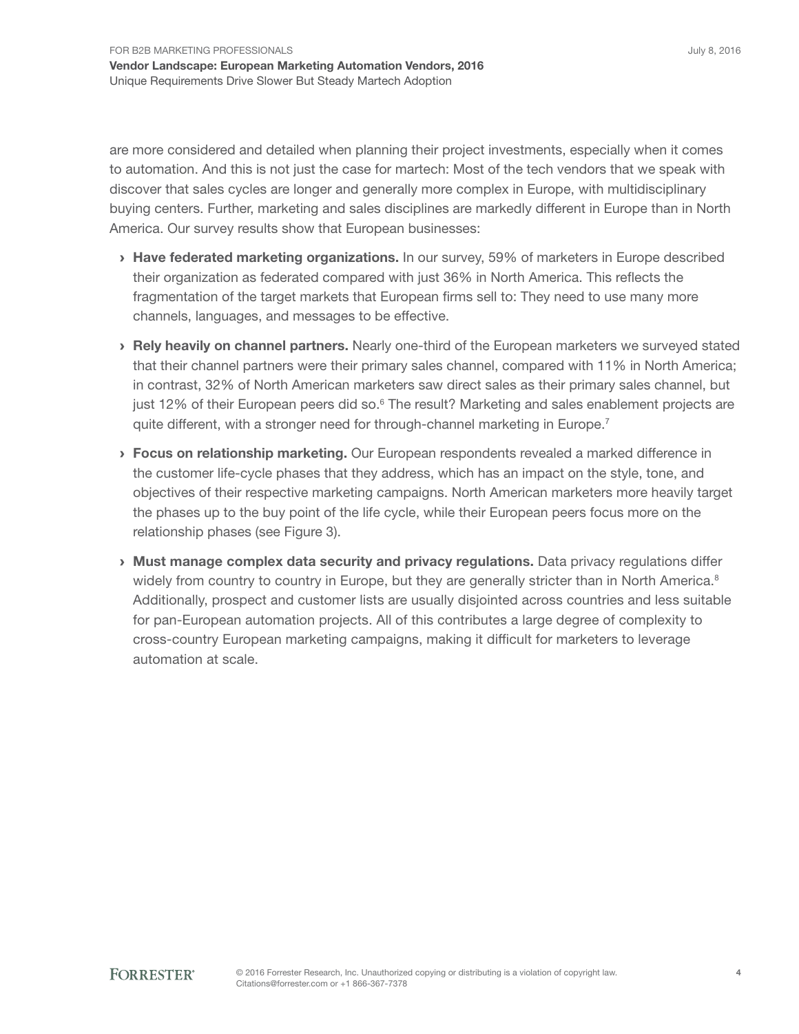are more considered and detailed when planning their project investments, especially when it comes to automation. And this is not just the case for martech: Most of the tech vendors that we speak with discover that sales cycles are longer and generally more complex in Europe, with multidisciplinary buying centers. Further, marketing and sales disciplines are markedly different in Europe than in North America. Our survey results show that European businesses:

› **Have federated marketing organizations.** In our survey, 59% of marketers in Europe described their organization as federated compared with just 36% in North America. This reflects the fragmentation of the target markets that European firms sell to: They need to use many more channels, languages, and messages to be effective.

› **Rely heavily on channel partners.** Nearly one-third of the European marketers we surveyed stated that their channel partners were their primary sales channel, compared with 11% in North America; in contrast, 32% of North American marketers saw direct sales as their primary sales channel, but just 12% of their European peers did so.[6] The result? Marketing and sales enablement projects are quite different, with a stronger need for through-channel marketing in Europe.[7]

› **Focus on relationship marketing.** Our European respondents revealed a marked difference in the customer life-cycle phases that they address, which has an impact on the style, tone, and objectives of their respective marketing campaigns. North American marketers more heavily target the phases up to the buy point of the life cycle, while their European peers focus more on the relationship phases (see Figure 3).

› **Must manage complex data security and privacy regulations.** Data privacy regulations differ widely from country to country in Europe, but they are generally stricter than in North America.[8] Additionally, prospect and customer lists are usually disjointed across countries and less suitable for pan-European automation projects. All of this contributes a large degree of complexity to cross-country European marketing campaigns, making it difficult for marketers to leverage automation at scale.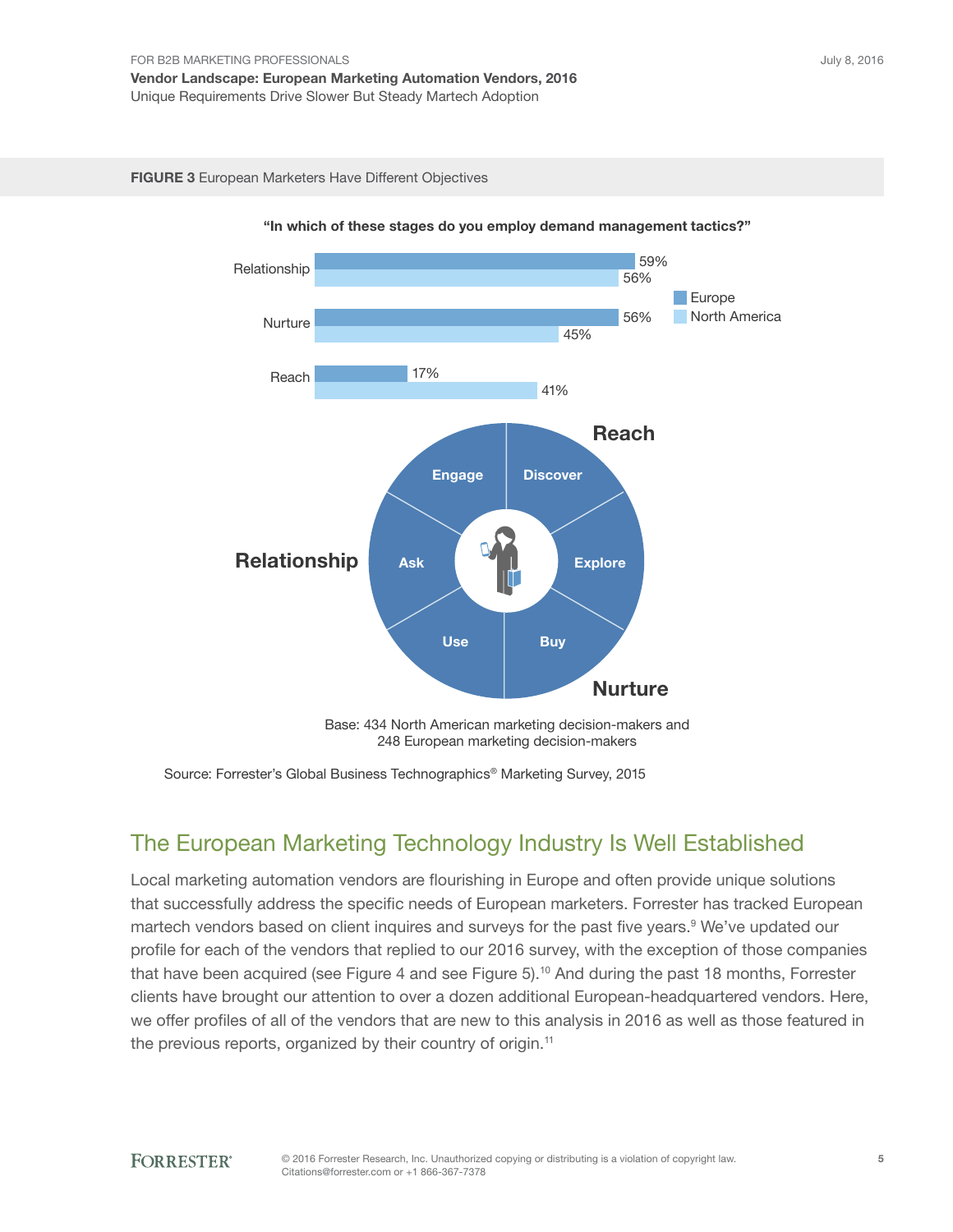**FIGURE 3** European Marketers Have Different Objectives

"In which of these stages do you employ demand management tactics?"

| Stage | Europe | North America |
|---|---|---|
| Relationship | 59% | 56% |
| Nurture | 56% | 45% |
| Reach | 17% | 41% |

Reach: Discover, Explore
Nurture: Buy, Use
Relationship: Ask, Engage

Base: 434 North American marketing decision-makers and 248 European marketing decision-makers

Source: Forrester's Global Business Technographics® Marketing Survey, 2015

## The European Marketing Technology Industry Is Well Established

Local marketing automation vendors are flourishing in Europe and often provide unique solutions that successfully address the specific needs of European marketers. Forrester has tracked European martech vendors based on client inquires and surveys for the past five years.[9] We've updated our profile for each of the vendors that replied to our 2016 survey, with the exception of those companies that have been acquired (see Figure 4 and see Figure 5).[10] And during the past 18 months, Forrester clients have brought our attention to over a dozen additional European-headquartered vendors. Here, we offer profiles of all of the vendors that are new to this analysis in 2016 as well as those featured in the previous reports, organized by their country of origin.[11]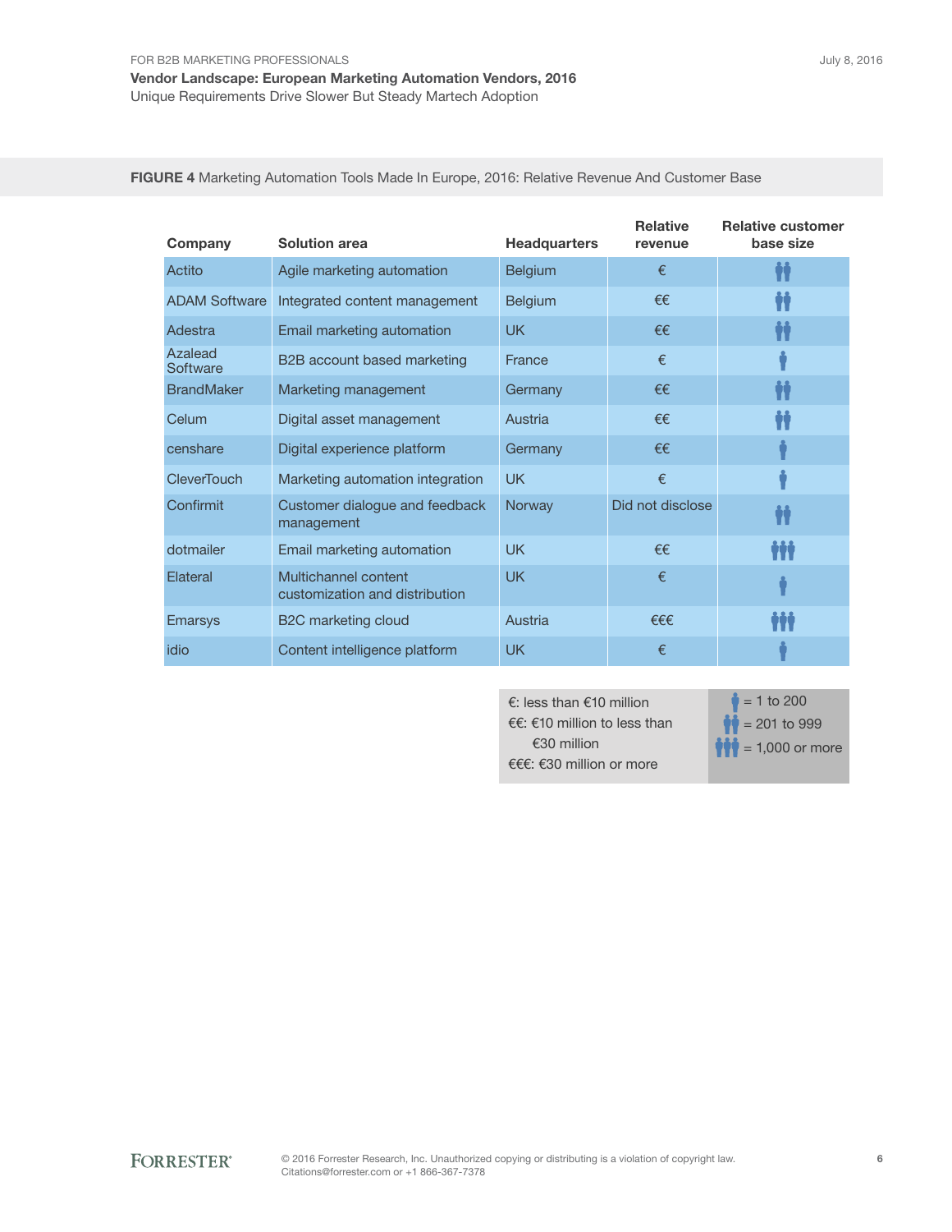**FIGURE 4** Marketing Automation Tools Made In Europe, 2016: Relative Revenue And Customer Base

| Company | Solution area | Headquarters | Relative revenue | Relative customer base size |
|---|---|---|---|---|
| Actito | Agile marketing automation | Belgium | € | 201 to 999 |
| ADAM Software | Integrated content management | Belgium | €€ | 201 to 999 |
| Adestra | Email marketing automation | UK | €€ | 201 to 999 |
| Azalead Software | B2B account based marketing | France | € | 1 to 200 |
| BrandMaker | Marketing management | Germany | €€ | 201 to 999 |
| Celum | Digital asset management | Austria | €€ | 201 to 999 |
| censhare | Digital experience platform | Germany | €€ | 1 to 200 |
| CleverTouch | Marketing automation integration | UK | € | 1 to 200 |
| Confirmit | Customer dialogue and feedback management | Norway | Did not disclose | 201 to 999 |
| dotmailer | Email marketing automation | UK | €€ | 1,000 or more |
| Elateral | Multichannel content customization and distribution | UK | € | 1 to 200 |
| Emarsys | B2C marketing cloud | Austria | €€€ | 1,000 or more |
| idio | Content intelligence platform | UK | € | 1 to 200 |

€: less than €10 million
€€: €10 million to less than €30 million
€€€: €30 million or more

One person icon = 1 to 200
Two person icons = 201 to 999
Three person icons = 1,000 or more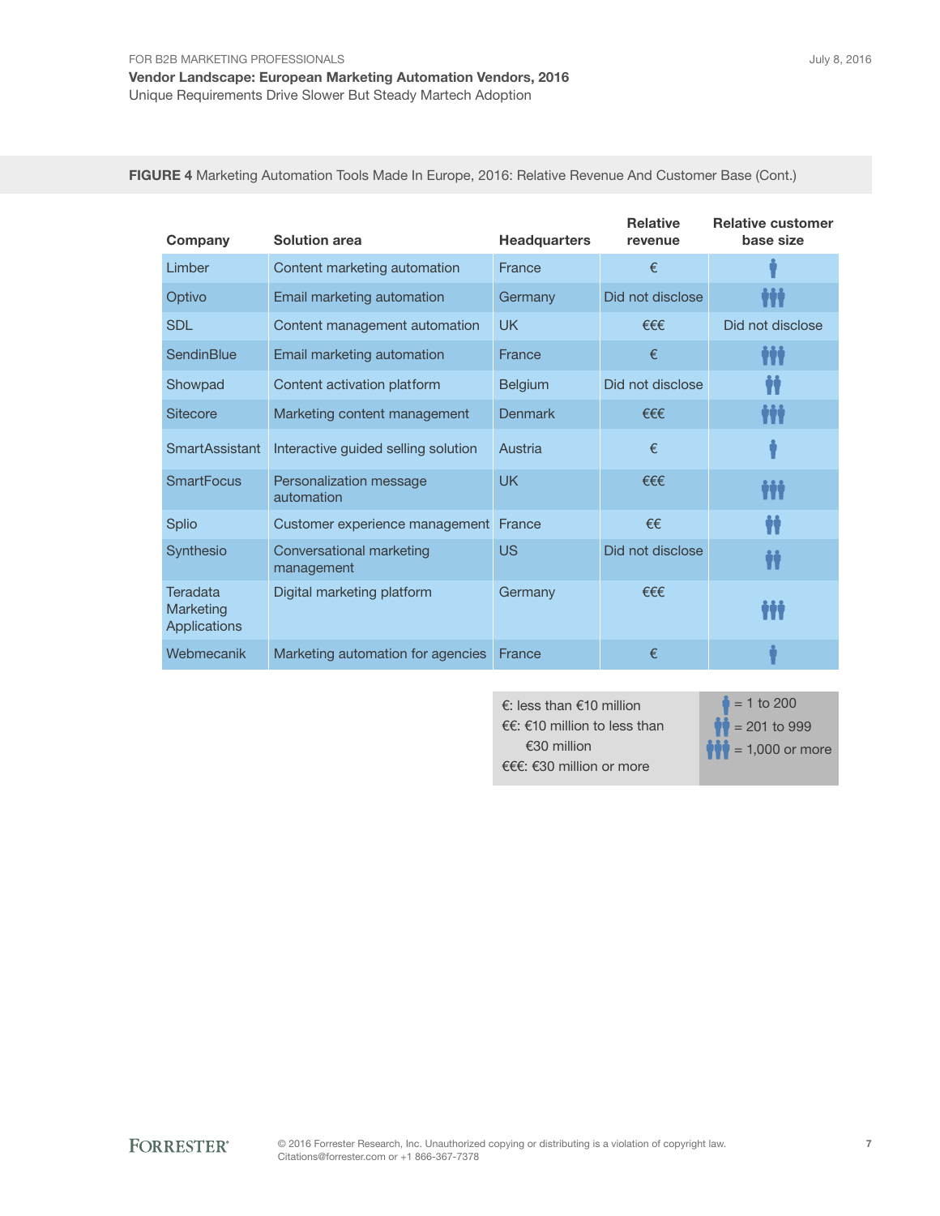**FIGURE 4** Marketing Automation Tools Made In Europe, 2016: Relative Revenue And Customer Base (Cont.)

| Company | Solution area | Headquarters | Relative revenue | Relative customer base size |
|---|---|---|---|---|
| Limber | Content marketing automation | France | € | 1 to 200 |
| Optivo | Email marketing automation | Germany | Did not disclose | 1,000 or more |
| SDL | Content management automation | UK | €€€ | Did not disclose |
| SendinBlue | Email marketing automation | France | € | 1,000 or more |
| Showpad | Content activation platform | Belgium | Did not disclose | 201 to 999 |
| Sitecore | Marketing content management | Denmark | €€€ | 1,000 or more |
| SmartAssistant | Interactive guided selling solution | Austria | € | 1 to 200 |
| SmartFocus | Personalization message automation | UK | €€€ | 1,000 or more |
| Splio | Customer experience management | France | €€ | 201 to 999 |
| Synthesio | Conversational marketing management | US | Did not disclose | 201 to 999 |
| Teradata Marketing Applications | Digital marketing platform | Germany | €€€ | 1,000 or more |
| Webmecanik | Marketing automation for agencies | France | € | 1 to 200 |

€: less than €10 million
€€: €10 million to less than €30 million
€€€: €30 million or more

One person icon = 1 to 200
Two person icons = 201 to 999
Three person icons = 1,000 or more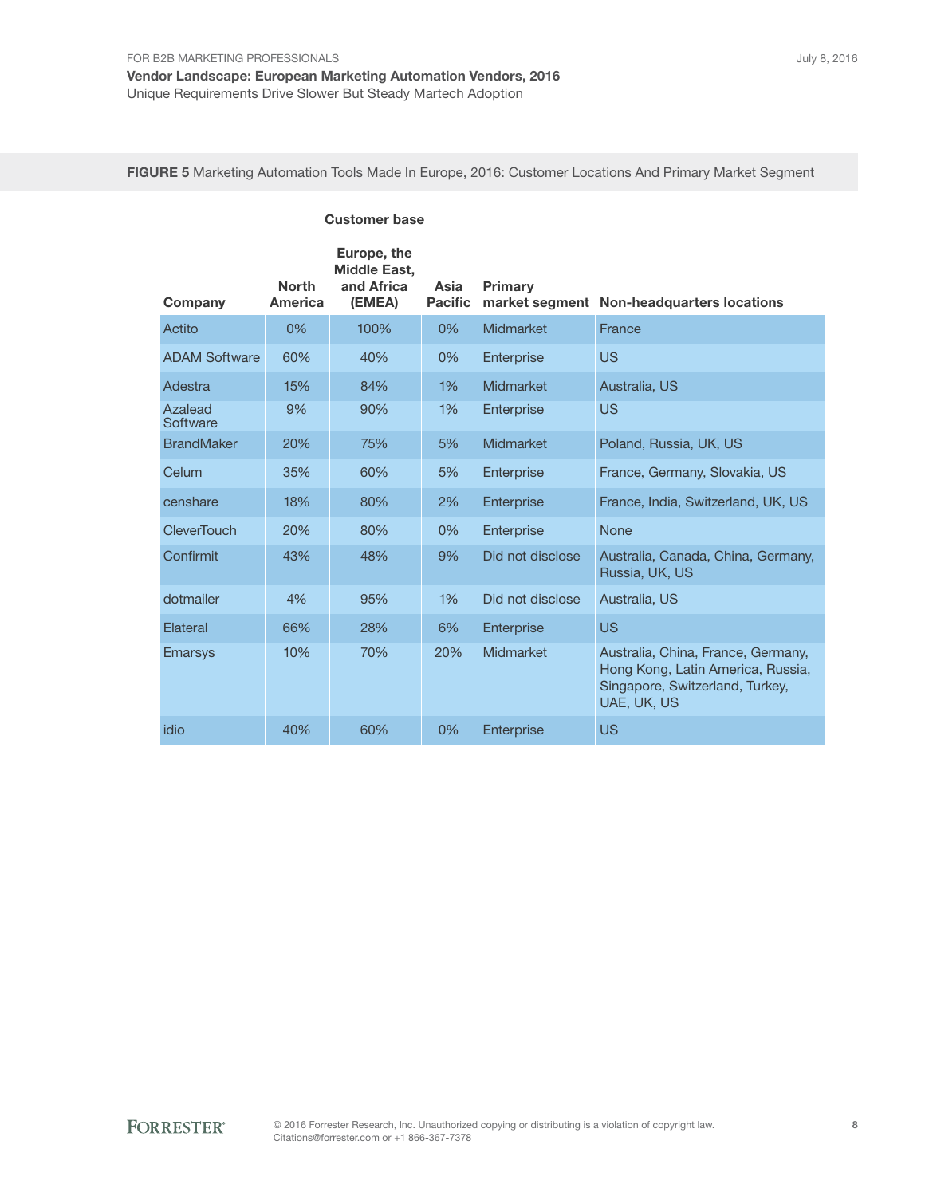**FIGURE 5** Marketing Automation Tools Made In Europe, 2016: Customer Locations And Primary Market Segment

| | Customer base | | | | |
|---|---|---|---|---|---|
| Company | North America | Europe, the Middle East, and Africa (EMEA) | Asia Pacific | Primary market segment | Non-headquarters locations |
| Actito | 0% | 100% | 0% | Midmarket | France |
| ADAM Software | 60% | 40% | 0% | Enterprise | US |
| Adestra | 15% | 84% | 1% | Midmarket | Australia, US |
| Azalead Software | 9% | 90% | 1% | Enterprise | US |
| BrandMaker | 20% | 75% | 5% | Midmarket | Poland, Russia, UK, US |
| Celum | 35% | 60% | 5% | Enterprise | France, Germany, Slovakia, US |
| censhare | 18% | 80% | 2% | Enterprise | France, India, Switzerland, UK, US |
| CleverTouch | 20% | 80% | 0% | Enterprise | None |
| Confirmit | 43% | 48% | 9% | Did not disclose | Australia, Canada, China, Germany, Russia, UK, US |
| dotmailer | 4% | 95% | 1% | Did not disclose | Australia, US |
| Elateral | 66% | 28% | 6% | Enterprise | US |
| Emarsys | 10% | 70% | 20% | Midmarket | Australia, China, France, Germany, Hong Kong, Latin America, Russia, Singapore, Switzerland, Turkey, UAE, UK, US |
| idio | 40% | 60% | 0% | Enterprise | US |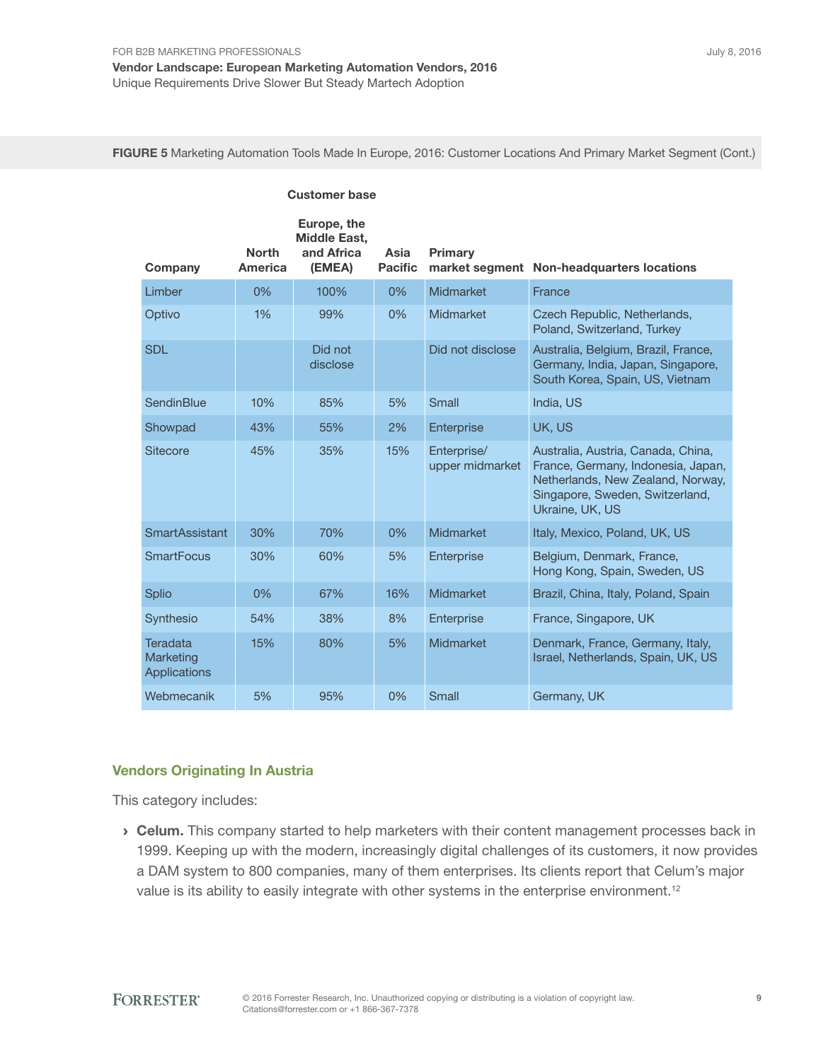**FIGURE 5** Marketing Automation Tools Made In Europe, 2016: Customer Locations And Primary Market Segment (Cont.)

| | Customer base | | | | |
|---|---|---|---|---|---|
| Company | North America | Europe, the Middle East, and Africa (EMEA) | Asia Pacific | Primary market segment | Non-headquarters locations |
| Limber | 0% | 100% | 0% | Midmarket | France |
| Optivo | 1% | 99% | 0% | Midmarket | Czech Republic, Netherlands, Poland, Switzerland, Turkey |
| SDL | | Did not disclose | | Did not disclose | Australia, Belgium, Brazil, France, Germany, India, Japan, Singapore, South Korea, Spain, US, Vietnam |
| SendinBlue | 10% | 85% | 5% | Small | India, US |
| Showpad | 43% | 55% | 2% | Enterprise | UK, US |
| Sitecore | 45% | 35% | 15% | Enterprise/ upper midmarket | Australia, Austria, Canada, China, France, Germany, Indonesia, Japan, Netherlands, New Zealand, Norway, Singapore, Sweden, Switzerland, Ukraine, UK, US |
| SmartAssistant | 30% | 70% | 0% | Midmarket | Italy, Mexico, Poland, UK, US |
| SmartFocus | 30% | 60% | 5% | Enterprise | Belgium, Denmark, France, Hong Kong, Spain, Sweden, US |
| Splio | 0% | 67% | 16% | Midmarket | Brazil, China, Italy, Poland, Spain |
| Synthesio | 54% | 38% | 8% | Enterprise | France, Singapore, UK |
| Teradata Marketing Applications | 15% | 80% | 5% | Midmarket | Denmark, France, Germany, Italy, Israel, Netherlands, Spain, UK, US |
| Webmecanik | 5% | 95% | 0% | Small | Germany, UK |

### Vendors Originating In Austria

This category includes:

› **Celum.** This company started to help marketers with their content management processes back in 1999. Keeping up with the modern, increasingly digital challenges of its customers, it now provides a DAM system to 800 companies, many of them enterprises. Its clients report that Celum's major value is its ability to easily integrate with other systems in the enterprise environment.[12]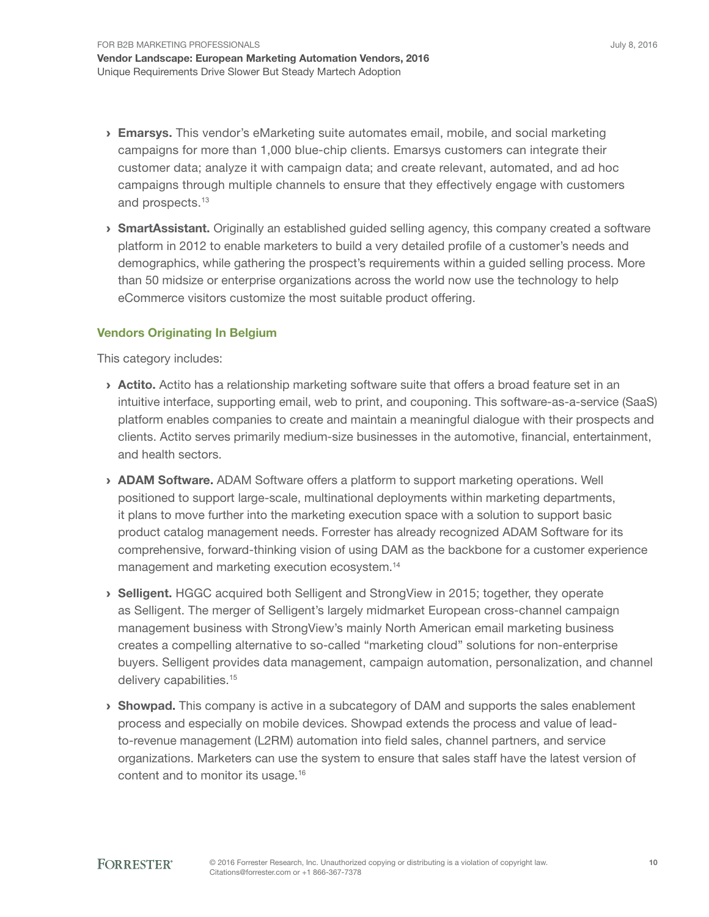- **Emarsys.** This vendor's eMarketing suite automates email, mobile, and social marketing campaigns for more than 1,000 blue-chip clients. Emarsys customers can integrate their customer data; analyze it with campaign data; and create relevant, automated, and ad hoc campaigns through multiple channels to ensure that they effectively engage with customers and prospects.[13]

- **SmartAssistant.** Originally an established guided selling agency, this company created a software platform in 2012 to enable marketers to build a very detailed profile of a customer's needs and demographics, while gathering the prospect's requirements within a guided selling process. More than 50 midsize or enterprise organizations across the world now use the technology to help eCommerce visitors customize the most suitable product offering.

### Vendors Originating In Belgium

This category includes:

- **Actito.** Actito has a relationship marketing software suite that offers a broad feature set in an intuitive interface, supporting email, web to print, and couponing. This software-as-a-service (SaaS) platform enables companies to create and maintain a meaningful dialogue with their prospects and clients. Actito serves primarily medium-size businesses in the automotive, financial, entertainment, and health sectors.

- **ADAM Software.** ADAM Software offers a platform to support marketing operations. Well positioned to support large-scale, multinational deployments within marketing departments, it plans to move further into the marketing execution space with a solution to support basic product catalog management needs. Forrester has already recognized ADAM Software for its comprehensive, forward-thinking vision of using DAM as the backbone for a customer experience management and marketing execution ecosystem.[14]

- **Selligent.** HGGC acquired both Selligent and StrongView in 2015; together, they operate as Selligent. The merger of Selligent's largely midmarket European cross-channel campaign management business with StrongView's mainly North American email marketing business creates a compelling alternative to so-called "marketing cloud" solutions for non-enterprise buyers. Selligent provides data management, campaign automation, personalization, and channel delivery capabilities.[15]

- **Showpad.** This company is active in a subcategory of DAM and supports the sales enablement process and especially on mobile devices. Showpad extends the process and value of lead-to-revenue management (L2RM) automation into field sales, channel partners, and service organizations. Marketers can use the system to ensure that sales staff have the latest version of content and to monitor its usage.[16]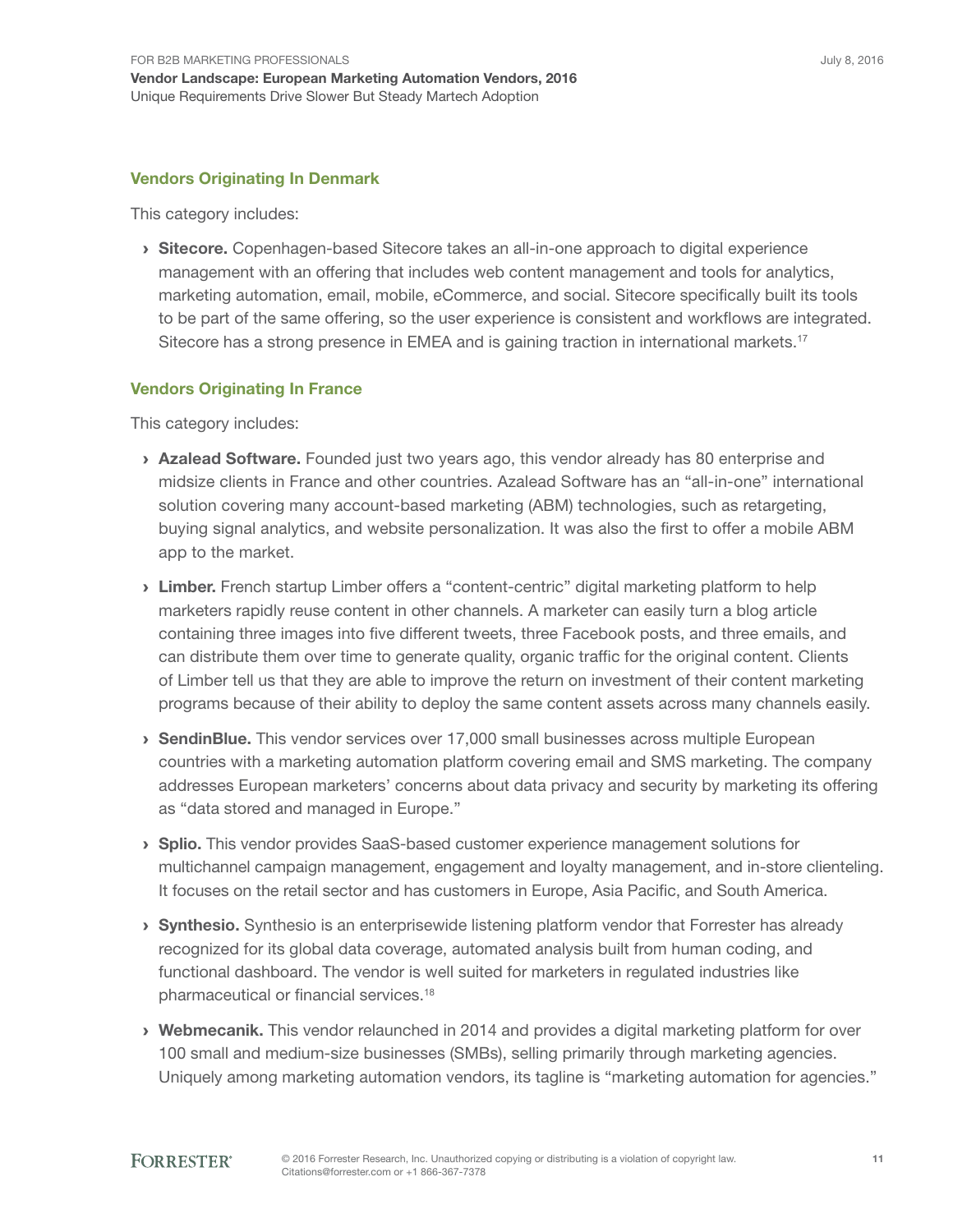### Vendors Originating In Denmark

This category includes:

- **Sitecore.** Copenhagen-based Sitecore takes an all-in-one approach to digital experience management with an offering that includes web content management and tools for analytics, marketing automation, email, mobile, eCommerce, and social. Sitecore specifically built its tools to be part of the same offering, so the user experience is consistent and workflows are integrated. Sitecore has a strong presence in EMEA and is gaining traction in international markets.[17]

### Vendors Originating In France

This category includes:

- **Azalead Software.** Founded just two years ago, this vendor already has 80 enterprise and midsize clients in France and other countries. Azalead Software has an "all-in-one" international solution covering many account-based marketing (ABM) technologies, such as retargeting, buying signal analytics, and website personalization. It was also the first to offer a mobile ABM app to the market.
- **Limber.** French startup Limber offers a "content-centric" digital marketing platform to help marketers rapidly reuse content in other channels. A marketer can easily turn a blog article containing three images into five different tweets, three Facebook posts, and three emails, and can distribute them over time to generate quality, organic traffic for the original content. Clients of Limber tell us that they are able to improve the return on investment of their content marketing programs because of their ability to deploy the same content assets across many channels easily.
- **SendinBlue.** This vendor services over 17,000 small businesses across multiple European countries with a marketing automation platform covering email and SMS marketing. The company addresses European marketers' concerns about data privacy and security by marketing its offering as "data stored and managed in Europe."
- **Splio.** This vendor provides SaaS-based customer experience management solutions for multichannel campaign management, engagement and loyalty management, and in-store clienteling. It focuses on the retail sector and has customers in Europe, Asia Pacific, and South America.
- **Synthesio.** Synthesio is an enterprisewide listening platform vendor that Forrester has already recognized for its global data coverage, automated analysis built from human coding, and functional dashboard. The vendor is well suited for marketers in regulated industries like pharmaceutical or financial services.[18]
- **Webmecanik.** This vendor relaunched in 2014 and provides a digital marketing platform for over 100 small and medium-size businesses (SMBs), selling primarily through marketing agencies. Uniquely among marketing automation vendors, its tagline is "marketing automation for agencies."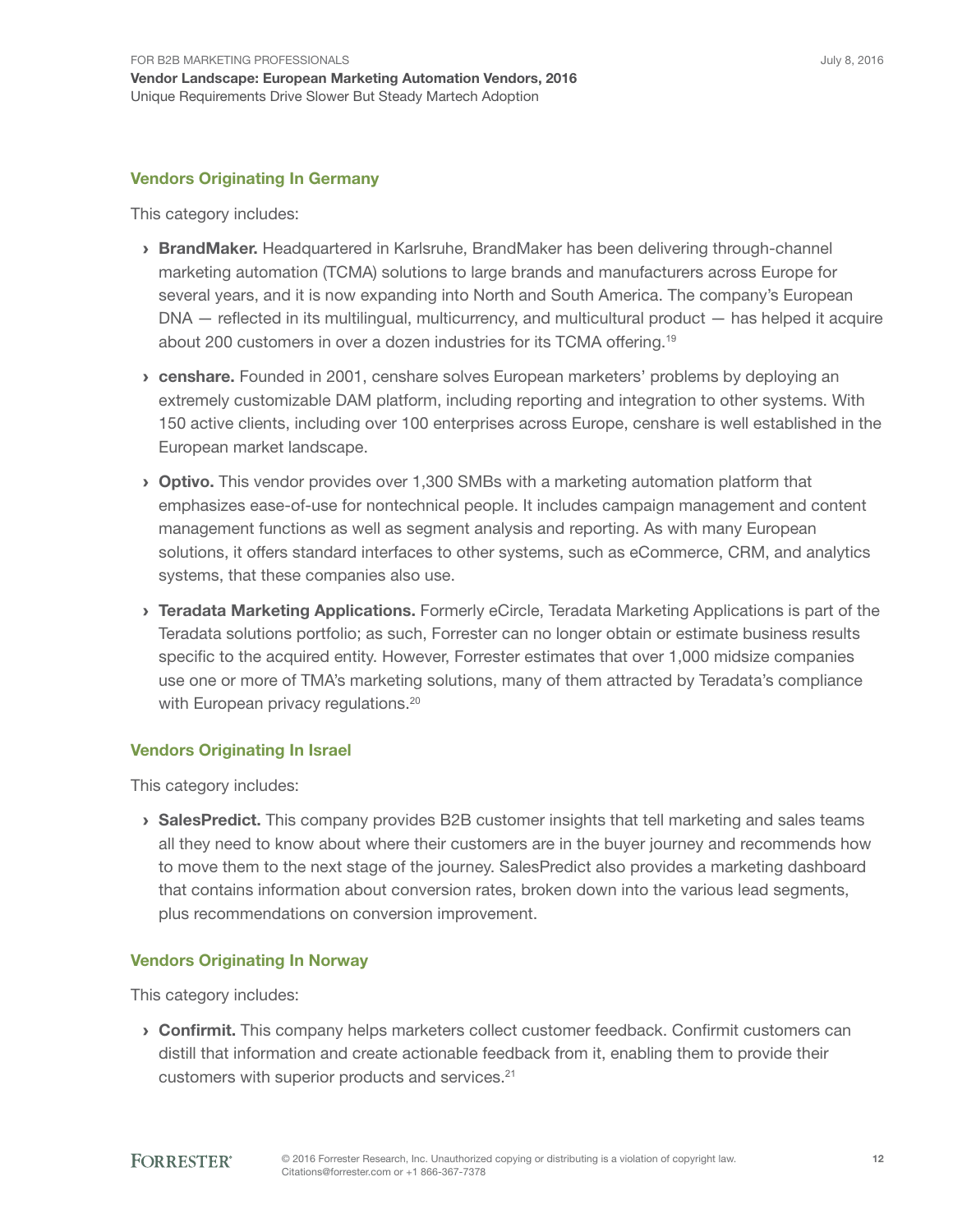### Vendors Originating In Germany

This category includes:

- **BrandMaker.** Headquartered in Karlsruhe, BrandMaker has been delivering through-channel marketing automation (TCMA) solutions to large brands and manufacturers across Europe for several years, and it is now expanding into North and South America. The company's European DNA — reflected in its multilingual, multicurrency, and multicultural product — has helped it acquire about 200 customers in over a dozen industries for its TCMA offering.[19]
- **censhare.** Founded in 2001, censhare solves European marketers' problems by deploying an extremely customizable DAM platform, including reporting and integration to other systems. With 150 active clients, including over 100 enterprises across Europe, censhare is well established in the European market landscape.
- **Optivo.** This vendor provides over 1,300 SMBs with a marketing automation platform that emphasizes ease-of-use for nontechnical people. It includes campaign management and content management functions as well as segment analysis and reporting. As with many European solutions, it offers standard interfaces to other systems, such as eCommerce, CRM, and analytics systems, that these companies also use.
- **Teradata Marketing Applications.** Formerly eCircle, Teradata Marketing Applications is part of the Teradata solutions portfolio; as such, Forrester can no longer obtain or estimate business results specific to the acquired entity. However, Forrester estimates that over 1,000 midsize companies use one or more of TMA's marketing solutions, many of them attracted by Teradata's compliance with European privacy regulations.[20]

### Vendors Originating In Israel

This category includes:

- **SalesPredict.** This company provides B2B customer insights that tell marketing and sales teams all they need to know about where their customers are in the buyer journey and recommends how to move them to the next stage of the journey. SalesPredict also provides a marketing dashboard that contains information about conversion rates, broken down into the various lead segments, plus recommendations on conversion improvement.

### Vendors Originating In Norway

This category includes:

- **Confirmit.** This company helps marketers collect customer feedback. Confirmit customers can distill that information and create actionable feedback from it, enabling them to provide their customers with superior products and services.[21]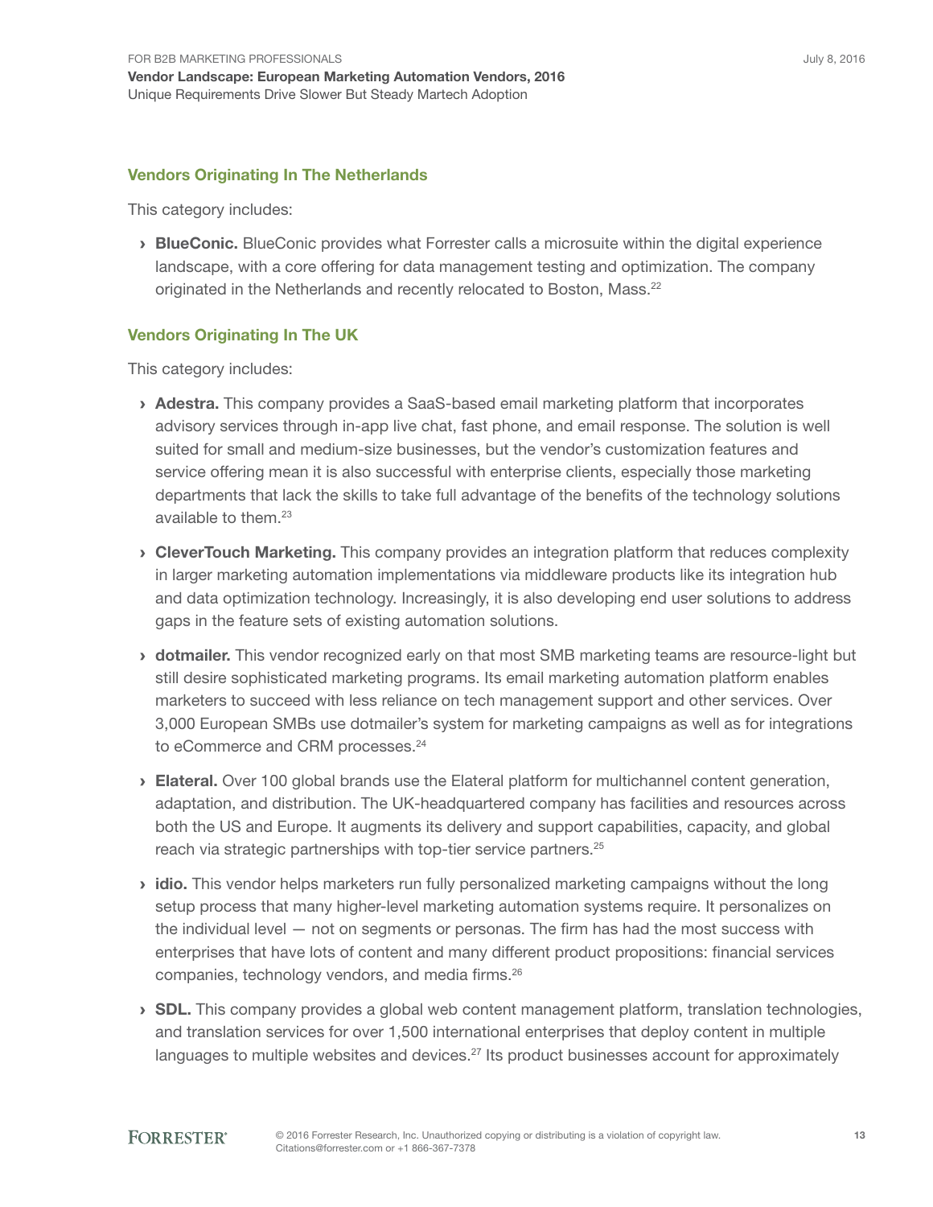### Vendors Originating In The Netherlands

This category includes:

- **BlueConic.** BlueConic provides what Forrester calls a microsuite within the digital experience landscape, with a core offering for data management testing and optimization. The company originated in the Netherlands and recently relocated to Boston, Mass.[22]

### Vendors Originating In The UK

This category includes:

- **Adestra.** This company provides a SaaS-based email marketing platform that incorporates advisory services through in-app live chat, fast phone, and email response. The solution is well suited for small and medium-size businesses, but the vendor's customization features and service offering mean it is also successful with enterprise clients, especially those marketing departments that lack the skills to take full advantage of the benefits of the technology solutions available to them.[23]
- **CleverTouch Marketing.** This company provides an integration platform that reduces complexity in larger marketing automation implementations via middleware products like its integration hub and data optimization technology. Increasingly, it is also developing end user solutions to address gaps in the feature sets of existing automation solutions.
- **dotmailer.** This vendor recognized early on that most SMB marketing teams are resource-light but still desire sophisticated marketing programs. Its email marketing automation platform enables marketers to succeed with less reliance on tech management support and other services. Over 3,000 European SMBs use dotmailer's system for marketing campaigns as well as for integrations to eCommerce and CRM processes.[24]
- **Elateral.** Over 100 global brands use the Elateral platform for multichannel content generation, adaptation, and distribution. The UK-headquartered company has facilities and resources across both the US and Europe. It augments its delivery and support capabilities, capacity, and global reach via strategic partnerships with top-tier service partners.[25]
- **idio.** This vendor helps marketers run fully personalized marketing campaigns without the long setup process that many higher-level marketing automation systems require. It personalizes on the individual level — not on segments or personas. The firm has had the most success with enterprises that have lots of content and many different product propositions: financial services companies, technology vendors, and media firms.[26]
- **SDL.** This company provides a global web content management platform, translation technologies, and translation services for over 1,500 international enterprises that deploy content in multiple languages to multiple websites and devices.[27] Its product businesses account for approximately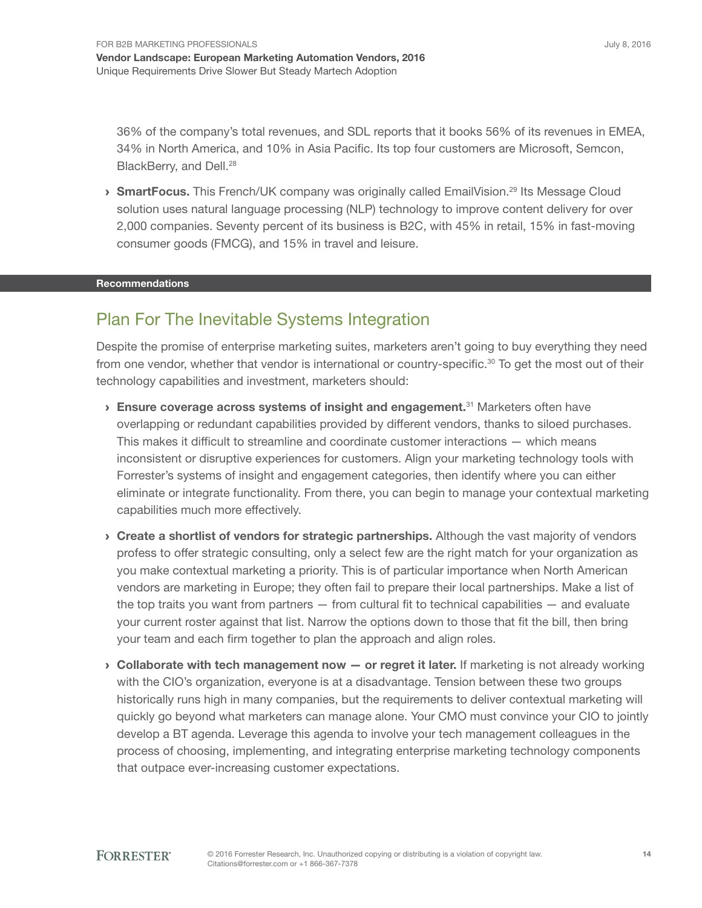36% of the company's total revenues, and SDL reports that it books 56% of its revenues in EMEA, 34% in North America, and 10% in Asia Pacific. Its top four customers are Microsoft, Semcon, BlackBerry, and Dell.[28]

› **SmartFocus.** This French/UK company was originally called EmailVision.[29] Its Message Cloud solution uses natural language processing (NLP) technology to improve content delivery for over 2,000 companies. Seventy percent of its business is B2C, with 45% in retail, 15% in fast-moving consumer goods (FMCG), and 15% in travel and leisure.

**Recommendations**

## Plan For The Inevitable Systems Integration

Despite the promise of enterprise marketing suites, marketers aren't going to buy everything they need from one vendor, whether that vendor is international or country-specific.[30] To get the most out of their technology capabilities and investment, marketers should:

› **Ensure coverage across systems of insight and engagement.**[31] Marketers often have overlapping or redundant capabilities provided by different vendors, thanks to siloed purchases. This makes it difficult to streamline and coordinate customer interactions — which means inconsistent or disruptive experiences for customers. Align your marketing technology tools with Forrester's systems of insight and engagement categories, then identify where you can either eliminate or integrate functionality. From there, you can begin to manage your contextual marketing capabilities much more effectively.

› **Create a shortlist of vendors for strategic partnerships.** Although the vast majority of vendors profess to offer strategic consulting, only a select few are the right match for your organization as you make contextual marketing a priority. This is of particular importance when North American vendors are marketing in Europe; they often fail to prepare their local partnerships. Make a list of the top traits you want from partners — from cultural fit to technical capabilities — and evaluate your current roster against that list. Narrow the options down to those that fit the bill, then bring your team and each firm together to plan the approach and align roles.

› **Collaborate with tech management now — or regret it later.** If marketing is not already working with the CIO's organization, everyone is at a disadvantage. Tension between these two groups historically runs high in many companies, but the requirements to deliver contextual marketing will quickly go beyond what marketers can manage alone. Your CMO must convince your CIO to jointly develop a BT agenda. Leverage this agenda to involve your tech management colleagues in the process of choosing, implementing, and integrating enterprise marketing technology components that outpace ever-increasing customer expectations.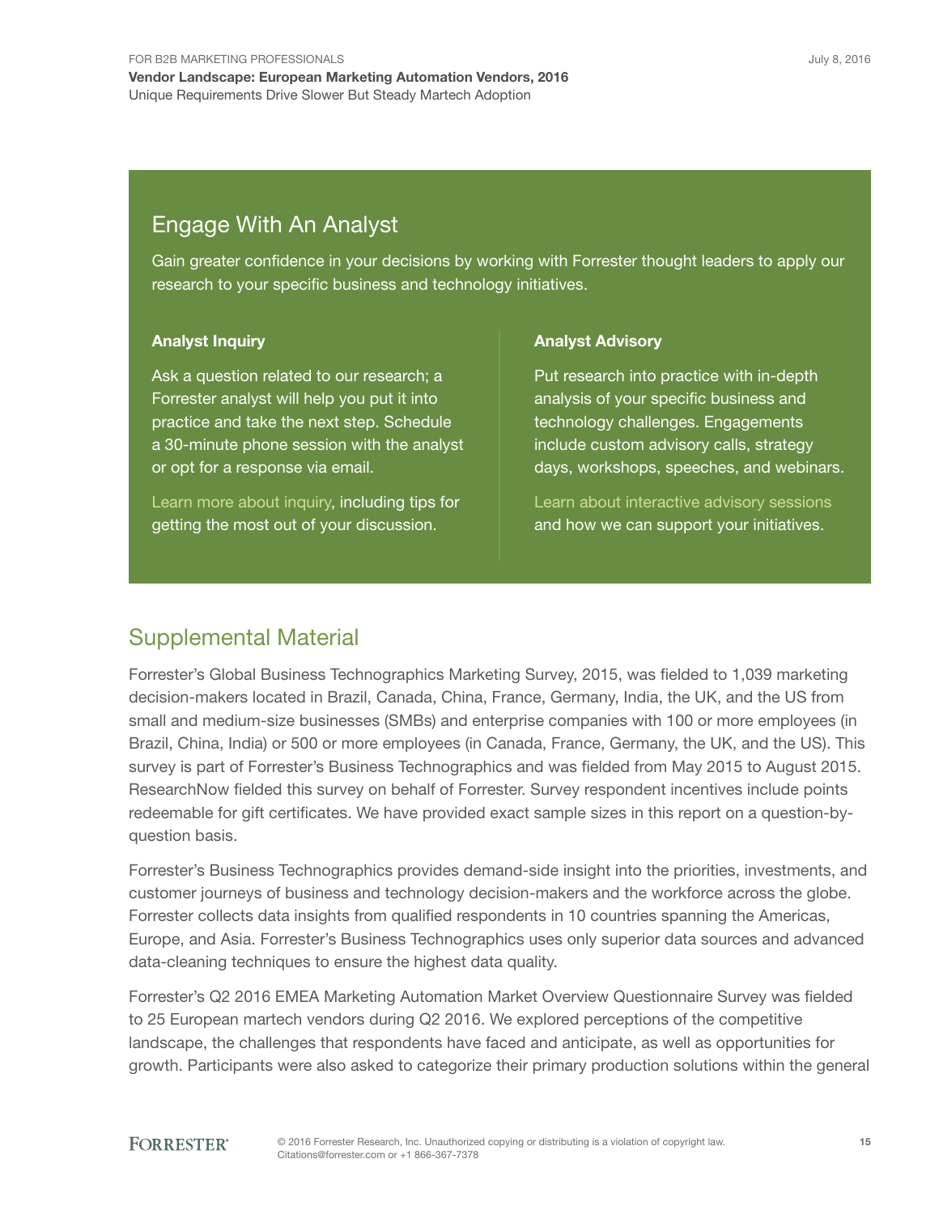## Engage With An Analyst

Gain greater confidence in your decisions by working with Forrester thought leaders to apply our research to your specific business and technology initiatives.

### Analyst Inquiry

Ask a question related to our research; a Forrester analyst will help you put it into practice and take the next step. Schedule a 30-minute phone session with the analyst or opt for a response via email.

Learn more about inquiry, including tips for getting the most out of your discussion.

### Analyst Advisory

Put research into practice with in-depth analysis of your specific business and technology challenges. Engagements include custom advisory calls, strategy days, workshops, speeches, and webinars.

Learn about interactive advisory sessions and how we can support your initiatives.

## Supplemental Material

Forrester's Global Business Technographics Marketing Survey, 2015, was fielded to 1,039 marketing decision-makers located in Brazil, Canada, China, France, Germany, India, the UK, and the US from small and medium-size businesses (SMBs) and enterprise companies with 100 or more employees (in Brazil, China, India) or 500 or more employees (in Canada, France, Germany, the UK, and the US). This survey is part of Forrester's Business Technographics and was fielded from May 2015 to August 2015. ResearchNow fielded this survey on behalf of Forrester. Survey respondent incentives include points redeemable for gift certificates. We have provided exact sample sizes in this report on a question-by-question basis.

Forrester's Business Technographics provides demand-side insight into the priorities, investments, and customer journeys of business and technology decision-makers and the workforce across the globe. Forrester collects data insights from qualified respondents in 10 countries spanning the Americas, Europe, and Asia. Forrester's Business Technographics uses only superior data sources and advanced data-cleaning techniques to ensure the highest data quality.

Forrester's Q2 2016 EMEA Marketing Automation Market Overview Questionnaire Survey was fielded to 25 European martech vendors during Q2 2016. We explored perceptions of the competitive landscape, the challenges that respondents have faced and anticipate, as well as opportunities for growth. Participants were also asked to categorize their primary production solutions within the general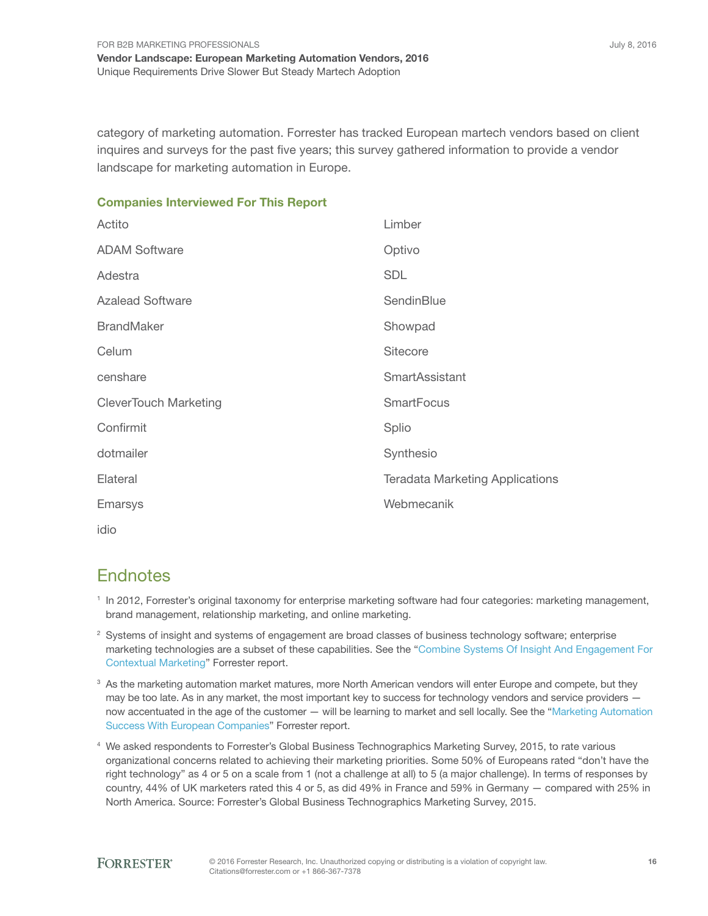category of marketing automation. Forrester has tracked European martech vendors based on client inquires and surveys for the past five years; this survey gathered information to provide a vendor landscape for marketing automation in Europe.

### Companies Interviewed For This Report

Actito

ADAM Software

Adestra

Azalead Software

BrandMaker

Celum

censhare

CleverTouch Marketing

Confirmit

dotmailer

Elateral

Emarsys

idio

Limber

Optivo

SDL

SendinBlue

Showpad

Sitecore

SmartAssistant

SmartFocus

Splio

Synthesio

Teradata Marketing Applications

Webmecanik

## Endnotes

[1] In 2012, Forrester's original taxonomy for enterprise marketing software had four categories: marketing management, brand management, relationship marketing, and online marketing.

[2] Systems of insight and systems of engagement are broad classes of business technology software; enterprise marketing technologies are a subset of these capabilities. See the "Combine Systems Of Insight And Engagement For Contextual Marketing" Forrester report.

[3] As the marketing automation market matures, more North American vendors will enter Europe and compete, but they may be too late. As in any market, the most important key to success for technology vendors and service providers — now accentuated in the age of the customer — will be learning to market and sell locally. See the "Marketing Automation Success With European Companies" Forrester report.

[4] We asked respondents to Forrester's Global Business Technographics Marketing Survey, 2015, to rate various organizational concerns related to achieving their marketing priorities. Some 50% of Europeans rated "don't have the right technology" as 4 or 5 on a scale from 1 (not a challenge at all) to 5 (a major challenge). In terms of responses by country, 44% of UK marketers rated this 4 or 5, as did 49% in France and 59% in Germany — compared with 25% in North America. Source: Forrester's Global Business Technographics Marketing Survey, 2015.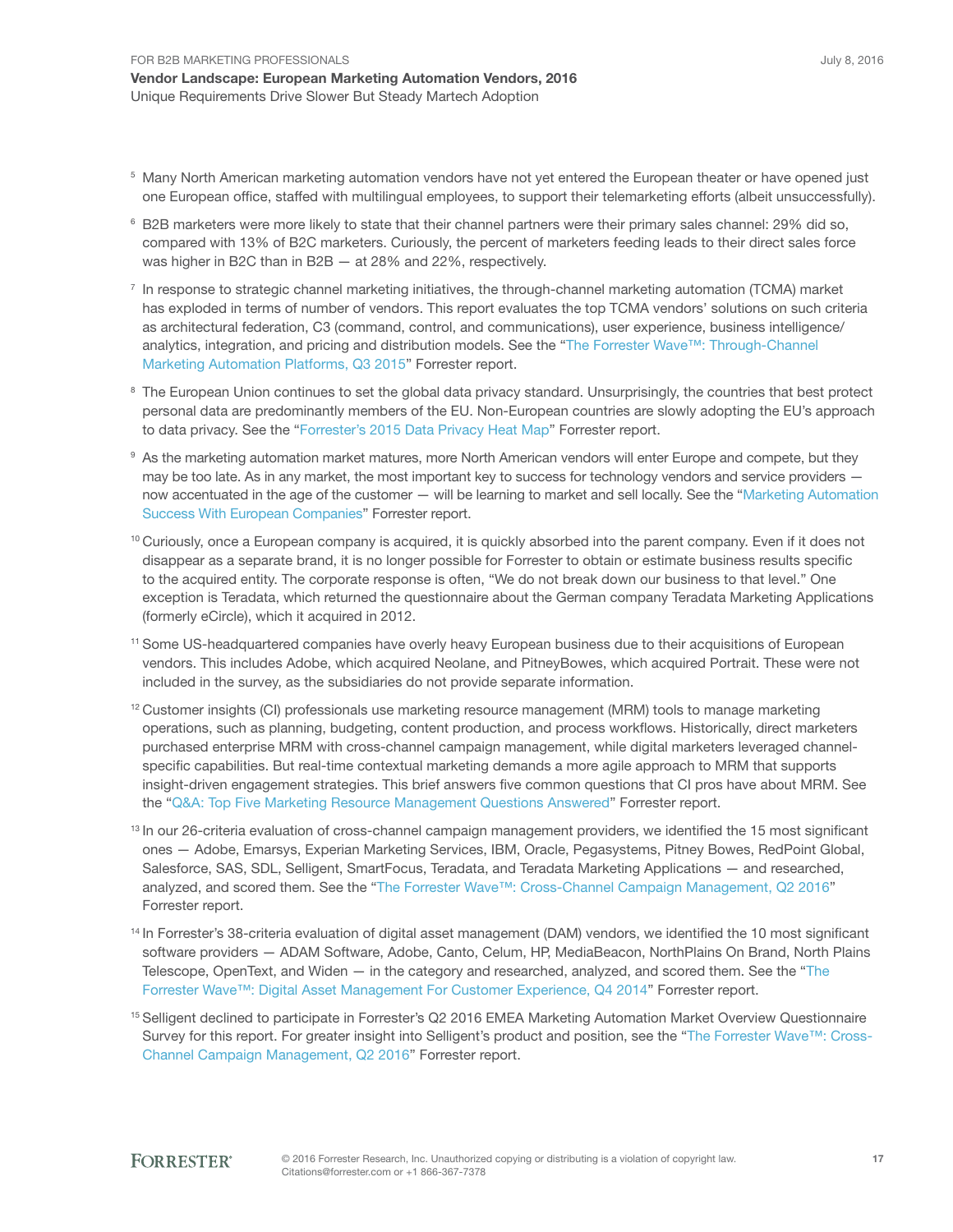[5] Many North American marketing automation vendors have not yet entered the European theater or have opened just one European office, staffed with multilingual employees, to support their telemarketing efforts (albeit unsuccessfully).

[6] B2B marketers were more likely to state that their channel partners were their primary sales channel: 29% did so, compared with 13% of B2C marketers. Curiously, the percent of marketers feeding leads to their direct sales force was higher in B2C than in B2B — at 28% and 22%, respectively.

[7] In response to strategic channel marketing initiatives, the through-channel marketing automation (TCMA) market has exploded in terms of number of vendors. This report evaluates the top TCMA vendors' solutions on such criteria as architectural federation, C3 (command, control, and communications), user experience, business intelligence/analytics, integration, and pricing and distribution models. See the "The Forrester Wave™: Through-Channel Marketing Automation Platforms, Q3 2015" Forrester report.

[8] The European Union continues to set the global data privacy standard. Unsurprisingly, the countries that best protect personal data are predominantly members of the EU. Non-European countries are slowly adopting the EU's approach to data privacy. See the "Forrester's 2015 Data Privacy Heat Map" Forrester report.

[9] As the marketing automation market matures, more North American vendors will enter Europe and compete, but they may be too late. As in any market, the most important key to success for technology vendors and service providers — now accentuated in the age of the customer — will be learning to market and sell locally. See the "Marketing Automation Success With European Companies" Forrester report.

[10] Curiously, once a European company is acquired, it is quickly absorbed into the parent company. Even if it does not disappear as a separate brand, it is no longer possible for Forrester to obtain or estimate business results specific to the acquired entity. The corporate response is often, "We do not break down our business to that level." One exception is Teradata, which returned the questionnaire about the German company Teradata Marketing Applications (formerly eCircle), which it acquired in 2012.

[11] Some US-headquartered companies have overly heavy European business due to their acquisitions of European vendors. This includes Adobe, which acquired Neolane, and PitneyBowes, which acquired Portrait. These were not included in the survey, as the subsidiaries do not provide separate information.

[12] Customer insights (CI) professionals use marketing resource management (MRM) tools to manage marketing operations, such as planning, budgeting, content production, and process workflows. Historically, direct marketers purchased enterprise MRM with cross-channel campaign management, while digital marketers leveraged channel-specific capabilities. But real-time contextual marketing demands a more agile approach to MRM that supports insight-driven engagement strategies. This brief answers five common questions that CI pros have about MRM. See the "Q&A: Top Five Marketing Resource Management Questions Answered" Forrester report.

[13] In our 26-criteria evaluation of cross-channel campaign management providers, we identified the 15 most significant ones — Adobe, Emarsys, Experian Marketing Services, IBM, Oracle, Pegasystems, Pitney Bowes, RedPoint Global, Salesforce, SAS, SDL, Selligent, SmartFocus, Teradata, and Teradata Marketing Applications — and researched, analyzed, and scored them. See the "The Forrester Wave™: Cross-Channel Campaign Management, Q2 2016" Forrester report.

[14] In Forrester's 38-criteria evaluation of digital asset management (DAM) vendors, we identified the 10 most significant software providers — ADAM Software, Adobe, Canto, Celum, HP, MediaBeacon, NorthPlains On Brand, North Plains Telescope, OpenText, and Widen — in the category and researched, analyzed, and scored them. See the "The Forrester Wave™: Digital Asset Management For Customer Experience, Q4 2014" Forrester report.

[15] Selligent declined to participate in Forrester's Q2 2016 EMEA Marketing Automation Market Overview Questionnaire Survey for this report. For greater insight into Selligent's product and position, see the "The Forrester Wave™: Cross-Channel Campaign Management, Q2 2016" Forrester report.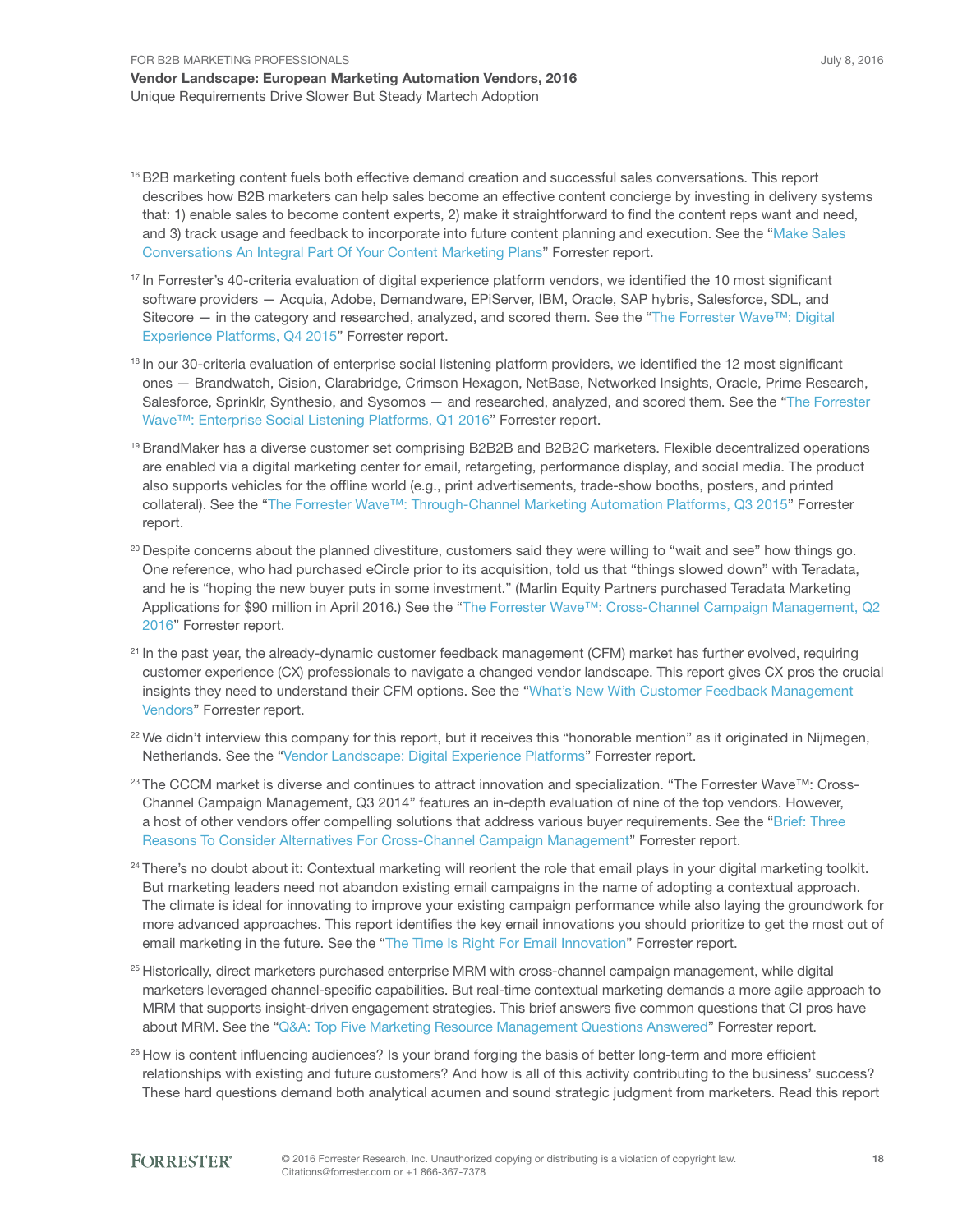[16] B2B marketing content fuels both effective demand creation and successful sales conversations. This report describes how B2B marketers can help sales become an effective content concierge by investing in delivery systems that: 1) enable sales to become content experts, 2) make it straightforward to find the content reps want and need, and 3) track usage and feedback to incorporate into future content planning and execution. See the "Make Sales Conversations An Integral Part Of Your Content Marketing Plans" Forrester report.

[17] In Forrester's 40-criteria evaluation of digital experience platform vendors, we identified the 10 most significant software providers — Acquia, Adobe, Demandware, EPiServer, IBM, Oracle, SAP hybris, Salesforce, SDL, and Sitecore — in the category and researched, analyzed, and scored them. See the "The Forrester Wave™: Digital Experience Platforms, Q4 2015" Forrester report.

[18] In our 30-criteria evaluation of enterprise social listening platform providers, we identified the 12 most significant ones — Brandwatch, Cision, Clarabridge, Crimson Hexagon, NetBase, Networked Insights, Oracle, Prime Research, Salesforce, Sprinklr, Synthesio, and Sysomos — and researched, analyzed, and scored them. See the "The Forrester Wave™: Enterprise Social Listening Platforms, Q1 2016" Forrester report.

[19] BrandMaker has a diverse customer set comprising B2B2B and B2B2C marketers. Flexible decentralized operations are enabled via a digital marketing center for email, retargeting, performance display, and social media. The product also supports vehicles for the offline world (e.g., print advertisements, trade-show booths, posters, and printed collateral). See the "The Forrester Wave™: Through-Channel Marketing Automation Platforms, Q3 2015" Forrester report.

[20] Despite concerns about the planned divestiture, customers said they were willing to "wait and see" how things go. One reference, who had purchased eCircle prior to its acquisition, told us that "things slowed down" with Teradata, and he is "hoping the new buyer puts in some investment." (Marlin Equity Partners purchased Teradata Marketing Applications for $90 million in April 2016.) See the "The Forrester Wave™: Cross-Channel Campaign Management, Q2 2016" Forrester report.

[21] In the past year, the already-dynamic customer feedback management (CFM) market has further evolved, requiring customer experience (CX) professionals to navigate a changed vendor landscape. This report gives CX pros the crucial insights they need to understand their CFM options. See the "What's New With Customer Feedback Management Vendors" Forrester report.

[22] We didn't interview this company for this report, but it receives this "honorable mention" as it originated in Nijmegen, Netherlands. See the "Vendor Landscape: Digital Experience Platforms" Forrester report.

[23] The CCCM market is diverse and continues to attract innovation and specialization. "The Forrester Wave™: Cross-Channel Campaign Management, Q3 2014" features an in-depth evaluation of nine of the top vendors. However, a host of other vendors offer compelling solutions that address various buyer requirements. See the "Brief: Three Reasons To Consider Alternatives For Cross-Channel Campaign Management" Forrester report.

[24] There's no doubt about it: Contextual marketing will reorient the role that email plays in your digital marketing toolkit. But marketing leaders need not abandon existing email campaigns in the name of adopting a contextual approach. The climate is ideal for innovating to improve your existing campaign performance while also laying the groundwork for more advanced approaches. This report identifies the key email innovations you should prioritize to get the most out of email marketing in the future. See the "The Time Is Right For Email Innovation" Forrester report.

[25] Historically, direct marketers purchased enterprise MRM with cross-channel campaign management, while digital marketers leveraged channel-specific capabilities. But real-time contextual marketing demands a more agile approach to MRM that supports insight-driven engagement strategies. This brief answers five common questions that CI pros have about MRM. See the "Q&A: Top Five Marketing Resource Management Questions Answered" Forrester report.

[26] How is content influencing audiences? Is your brand forging the basis of better long-term and more efficient relationships with existing and future customers? And how is all of this activity contributing to the business' success? These hard questions demand both analytical acumen and sound strategic judgment from marketers. Read this report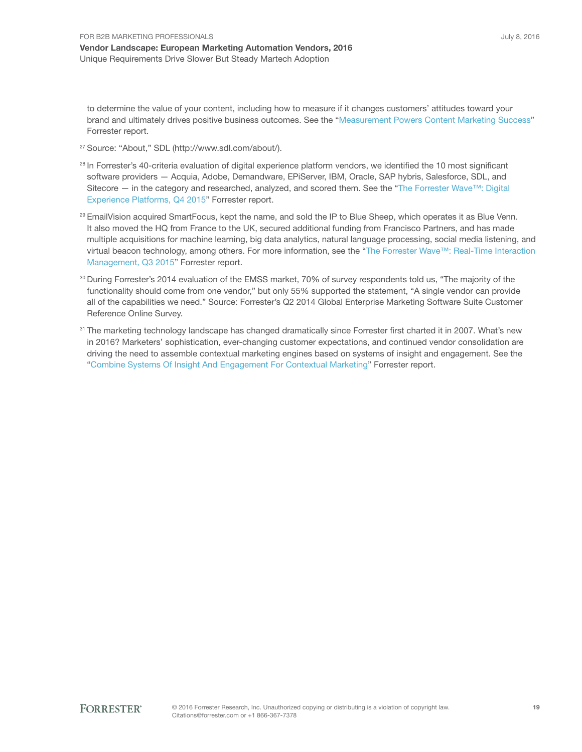to determine the value of your content, including how to measure if it changes customers' attitudes toward your brand and ultimately drives positive business outcomes. See the "Measurement Powers Content Marketing Success" Forrester report.

[27] Source: "About," SDL (http://www.sdl.com/about/).

[28] In Forrester's 40-criteria evaluation of digital experience platform vendors, we identified the 10 most significant software providers — Acquia, Adobe, Demandware, EPiServer, IBM, Oracle, SAP hybris, Salesforce, SDL, and Sitecore — in the category and researched, analyzed, and scored them. See the "The Forrester Wave™: Digital Experience Platforms, Q4 2015" Forrester report.

[29] EmailVision acquired SmartFocus, kept the name, and sold the IP to Blue Sheep, which operates it as Blue Venn. It also moved the HQ from France to the UK, secured additional funding from Francisco Partners, and has made multiple acquisitions for machine learning, big data analytics, natural language processing, social media listening, and virtual beacon technology, among others. For more information, see the "The Forrester Wave™: Real-Time Interaction Management, Q3 2015" Forrester report.

[30] During Forrester's 2014 evaluation of the EMSS market, 70% of survey respondents told us, "The majority of the functionality should come from one vendor," but only 55% supported the statement, "A single vendor can provide all of the capabilities we need." Source: Forrester's Q2 2014 Global Enterprise Marketing Software Suite Customer Reference Online Survey.

[31] The marketing technology landscape has changed dramatically since Forrester first charted it in 2007. What's new in 2016? Marketers' sophistication, ever-changing customer expectations, and continued vendor consolidation are driving the need to assemble contextual marketing engines based on systems of insight and engagement. See the "Combine Systems Of Insight And Engagement For Contextual Marketing" Forrester report.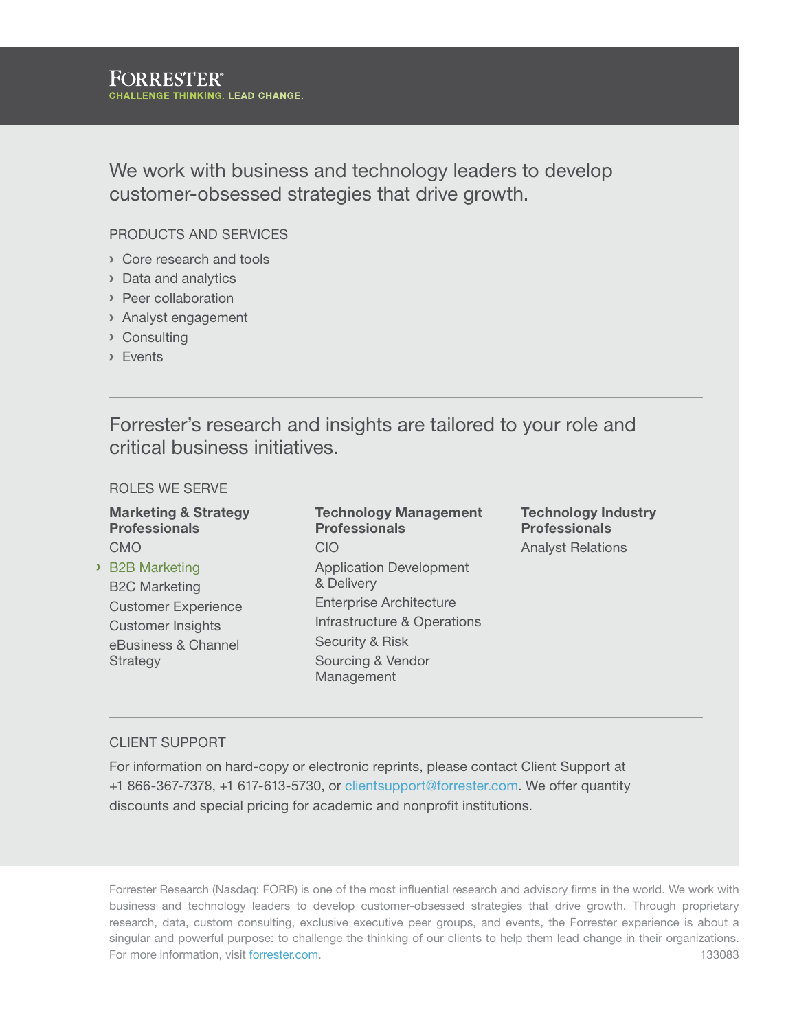**FORRESTER®**
CHALLENGE THINKING. LEAD CHANGE.

## We work with business and technology leaders to develop customer-obsessed strategies that drive growth.

PRODUCTS AND SERVICES

› Core research and tools
› Data and analytics
› Peer collaboration
› Analyst engagement
› Consulting
› Events

---

## Forrester's research and insights are tailored to your role and critical business initiatives.

ROLES WE SERVE

**Marketing & Strategy Professionals**

CMO
› B2B Marketing
B2C Marketing
Customer Experience
Customer Insights
eBusiness & Channel Strategy

**Technology Management Professionals**

CIO
Application Development & Delivery
Enterprise Architecture
Infrastructure & Operations
Security & Risk
Sourcing & Vendor Management

**Technology Industry Professionals**

Analyst Relations

---

CLIENT SUPPORT

For information on hard-copy or electronic reprints, please contact Client Support at +1 866-367-7378, +1 617-613-5730, or clientsupport@forrester.com. We offer quantity discounts and special pricing for academic and nonprofit institutions.

Forrester Research (Nasdaq: FORR) is one of the most influential research and advisory firms in the world. We work with business and technology leaders to develop customer-obsessed strategies that drive growth. Through proprietary research, data, custom consulting, exclusive executive peer groups, and events, the Forrester experience is about a singular and powerful purpose: to challenge the thinking of our clients to help them lead change in their organizations. For more information, visit forrester.com.

133083